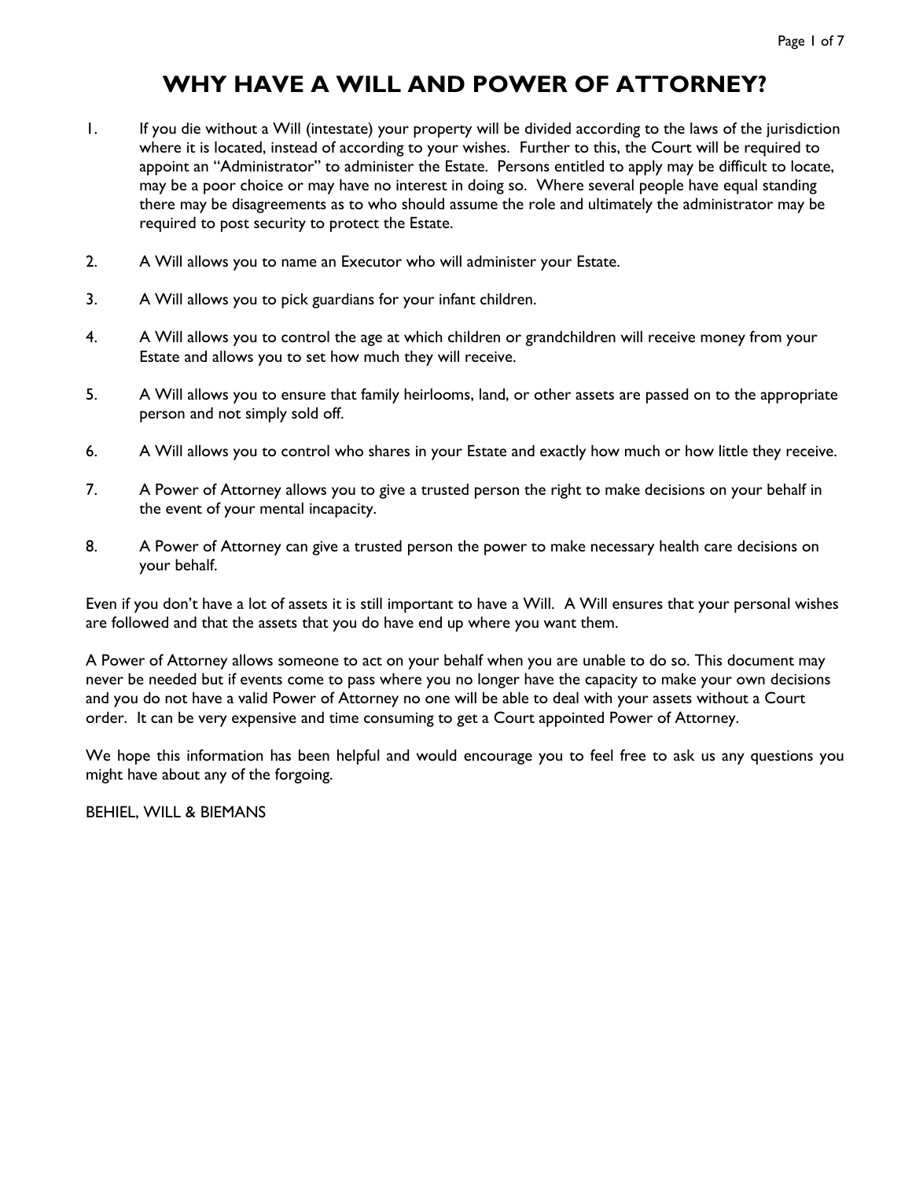# WHY HAVE A WILL AND POWER OF ATTORNEY?

1. If you die without a Will (intestate) your property will be divided according to the laws of the jurisdiction where it is located, instead of according to your wishes. Further to this, the Court will be required to appoint an "Administrator" to administer the Estate. Persons entitled to apply may be difficult to locate, may be a poor choice or may have no interest in doing so. Where several people have equal standing there may be disagreements as to who should assume the role and ultimately the administrator may be required to post security to protect the Estate.

2. A Will allows you to name an Executor who will administer your Estate.

3. A Will allows you to pick guardians for your infant children.

4. A Will allows you to control the age at which children or grandchildren will receive money from your Estate and allows you to set how much they will receive.

5. A Will allows you to ensure that family heirlooms, land, or other assets are passed on to the appropriate person and not simply sold off.

6. A Will allows you to control who shares in your Estate and exactly how much or how little they receive.

7. A Power of Attorney allows you to give a trusted person the right to make decisions on your behalf in the event of your mental incapacity.

8. A Power of Attorney can give a trusted person the power to make necessary health care decisions on your behalf.

Even if you don't have a lot of assets it is still important to have a Will. A Will ensures that your personal wishes are followed and that the assets that you do have end up where you want them.

A Power of Attorney allows someone to act on your behalf when you are unable to do so. This document may never be needed but if events come to pass where you no longer have the capacity to make your own decisions and you do not have a valid Power of Attorney no one will be able to deal with your assets without a Court order. It can be very expensive and time consuming to get a Court appointed Power of Attorney.

We hope this information has been helpful and would encourage you to feel free to ask us any questions you might have about any of the forgoing.

BEHIEL, WILL & BIEMANS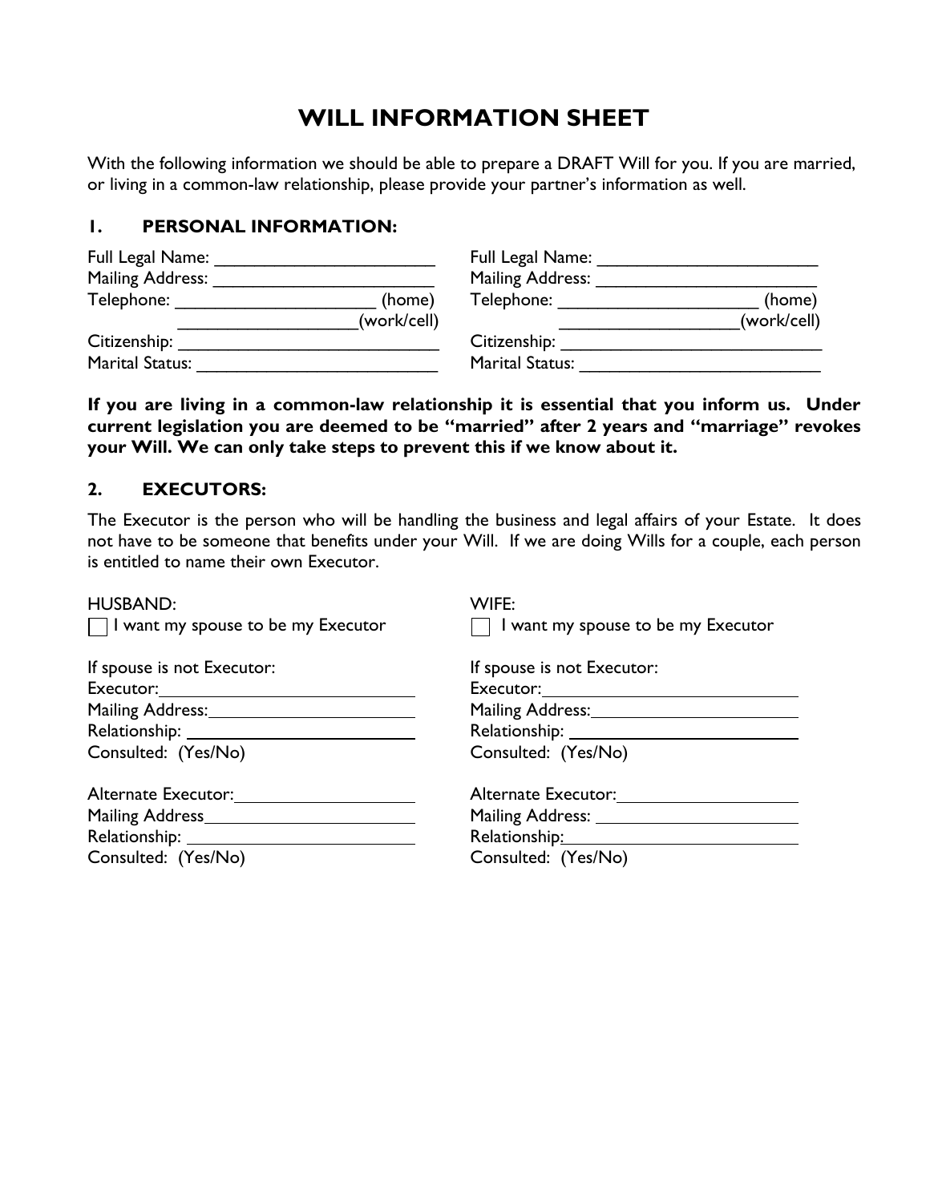# WILL INFORMATION SHEET

With the following information we should be able to prepare a DRAFT Will for you. If you are married, or living in a common-law relationship, please provide your partner's information as well.

## 1. PERSONAL INFORMATION:

Full Legal Name: ______________________
Mailing Address: ______________________
Telephone: ____________________ (home)
__________________(work/cell)
Citizenship: __________________________
Marital Status: ________________________

Full Legal Name: ______________________
Mailing Address: ______________________
Telephone: ____________________ (home)
__________________(work/cell)
Citizenship: __________________________
Marital Status: ________________________

**If you are living in a common-law relationship it is essential that you inform us. Under current legislation you are deemed to be "married" after 2 years and "marriage" revokes your Will. We can only take steps to prevent this if we know about it.**

## 2. EXECUTORS:

The Executor is the person who will be handling the business and legal affairs of your Estate. It does not have to be someone that benefits under your Will. If we are doing Wills for a couple, each person is entitled to name their own Executor.

HUSBAND:

☐ I want my spouse to be my Executor

If spouse is not Executor:
Executor: ______________________
Mailing Address: ______________________
Relationship: ______________________
Consulted: (Yes/No)

Alternate Executor: ______________________
Mailing Address ______________________
Relationship: ______________________
Consulted: (Yes/No)

WIFE:

☐ I want my spouse to be my Executor

If spouse is not Executor:
Executor: ______________________
Mailing Address: ______________________
Relationship: ______________________
Consulted: (Yes/No)

Alternate Executor: ______________________
Mailing Address: ______________________
Relationship: ______________________
Consulted: (Yes/No)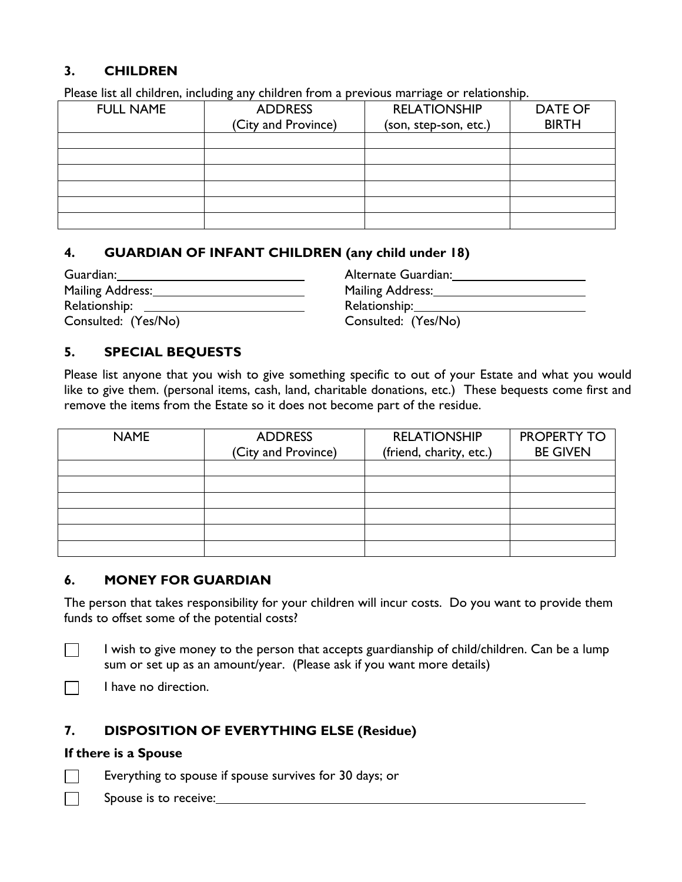## 3. CHILDREN

Please list all children, including any children from a previous marriage or relationship.

| FULL NAME | ADDRESS (City and Province) | RELATIONSHIP (son, step-son, etc.) | DATE OF BIRTH |
|---|---|---|---|
| | | | |
| | | | |
| | | | |
| | | | |
| | | | |
| | | | |

## 4. GUARDIAN OF INFANT CHILDREN (any child under 18)

Guardian: ______________________________
Mailing Address: ______________________________
Relationship: ______________________________
Consulted: (Yes/No)

Alternate Guardian: ______________________________
Mailing Address: ______________________________
Relationship: ______________________________
Consulted: (Yes/No)

## 5. SPECIAL BEQUESTS

Please list anyone that you wish to give something specific to out of your Estate and what you would like to give them. (personal items, cash, land, charitable donations, etc.) These bequests come first and remove the items from the Estate so it does not become part of the residue.

| NAME | ADDRESS (City and Province) | RELATIONSHIP (friend, charity, etc.) | PROPERTY TO BE GIVEN |
|---|---|---|---|
| | | | |
| | | | |
| | | | |
| | | | |
| | | | |
| | | | |

## 6. MONEY FOR GUARDIAN

The person that takes responsibility for your children will incur costs. Do you want to provide them funds to offset some of the potential costs?

- ☐ I wish to give money to the person that accepts guardianship of child/children. Can be a lump sum or set up as an amount/year. (Please ask if you want more details)
- ☐ I have no direction.

## 7. DISPOSITION OF EVERYTHING ELSE (Residue)

**If there is a Spouse**

- ☐ Everything to spouse if spouse survives for 30 days; or
- ☐ Spouse is to receive: ______________________________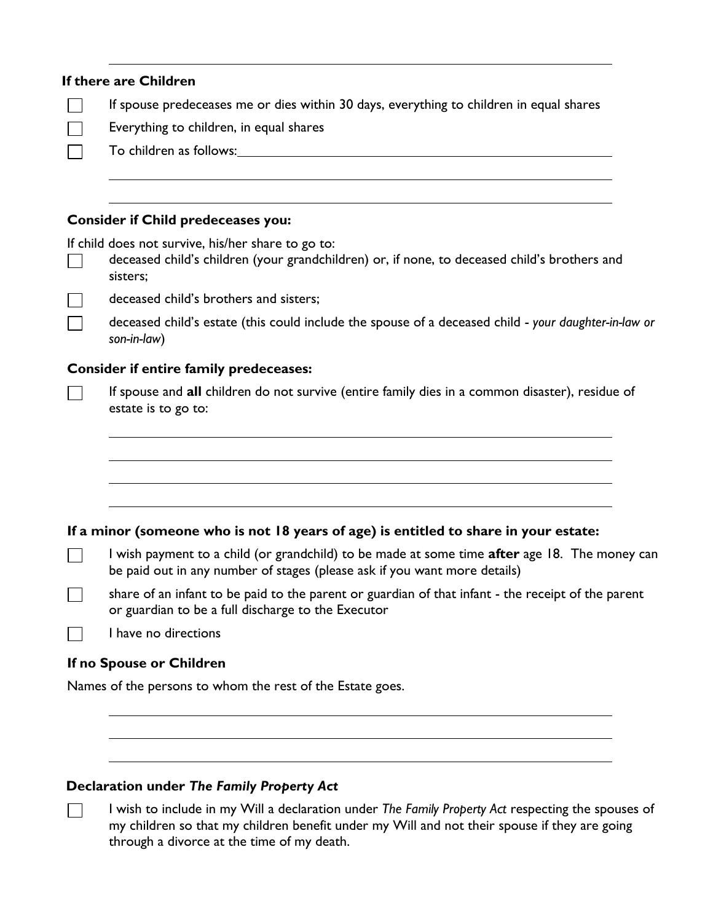### If there are Children

- ☐ If spouse predeceases me or dies within 30 days, everything to children in equal shares
- ☐ Everything to children, in equal shares
- ☐ To children as follows: ____________________

____________________

____________________

### Consider if Child predeceases you:

If child does not survive, his/her share to go to:

- ☐ deceased child's children (your grandchildren) or, if none, to deceased child's brothers and sisters;
- ☐ deceased child's brothers and sisters;
- ☐ deceased child's estate (this could include the spouse of a deceased child - *your daughter-in-law or son-in-law*)

### Consider if entire family predeceases:

- ☐ If spouse and **all** children do not survive (entire family dies in a common disaster), residue of estate is to go to:

____________________

____________________

____________________

____________________

### If a minor (someone who is not 18 years of age) is entitled to share in your estate:

- ☐ I wish payment to a child (or grandchild) to be made at some time **after** age 18. The money can be paid out in any number of stages (please ask if you want more details)
- ☐ share of an infant to be paid to the parent or guardian of that infant - the receipt of the parent or guardian to be a full discharge to the Executor
- ☐ I have no directions

### If no Spouse or Children

Names of the persons to whom the rest of the Estate goes.

____________________

____________________

____________________

### Declaration under *The Family Property Act*

- ☐ I wish to include in my Will a declaration under *The Family Property Act* respecting the spouses of my children so that my children benefit under my Will and not their spouse if they are going through a divorce at the time of my death.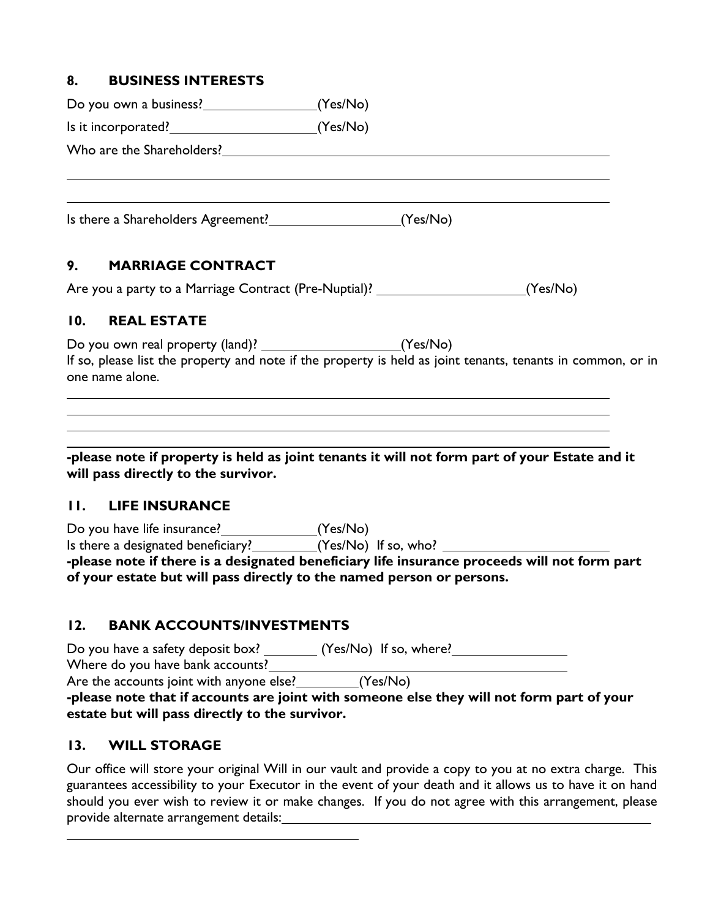## 8. BUSINESS INTERESTS

Do you own a business?________________(Yes/No)

Is it incorporated?____________________(Yes/No)

Who are the Shareholders?__________________________________________________________

__________________________________________________________________________________

__________________________________________________________________________________

Is there a Shareholders Agreement?__________________(Yes/No)

## 9. MARRIAGE CONTRACT

Are you a party to a Marriage Contract (Pre-Nuptial)? ____________________(Yes/No)

## 10. REAL ESTATE

Do you own real property (land)? ___________________(Yes/No)
If so, please list the property and note if the property is held as joint tenants, tenants in common, or in one name alone.

__________________________________________________________________________________

__________________________________________________________________________________

__________________________________________________________________________________

__________________________________________________________________________________

**-please note if property is held as joint tenants it will not form part of your Estate and it will pass directly to the survivor.**

## 11. LIFE INSURANCE

Do you have life insurance?______________(Yes/No)
Is there a designated beneficiary?_________(Yes/No) If so, who? _______________________
**-please note if there is a designated beneficiary life insurance proceeds will not form part of your estate but will pass directly to the named person or persons.**

## 12. BANK ACCOUNTS/INVESTMENTS

Do you have a safety deposit box? ________ (Yes/No) If so, where?________________
Where do you have bank accounts?_________________________________________
Are the accounts joint with anyone else?_________(Yes/No)
**-please note that if accounts are joint with someone else they will not form part of your estate but will pass directly to the survivor.**

## 13. WILL STORAGE

Our office will store your original Will in our vault and provide a copy to you at no extra charge. This guarantees accessibility to your Executor in the event of your death and it allows us to have it on hand should you ever wish to review it or make changes. If you do not agree with this arrangement, please provide alternate arrangement details:_____________________________________________

______________________________________________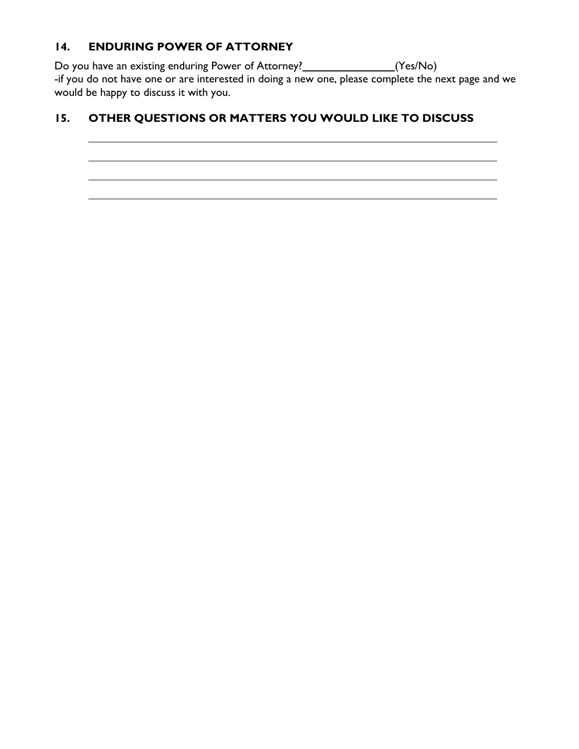## 14. ENDURING POWER OF ATTORNEY

Do you have an existing enduring Power of Attorney?_______________(Yes/No)
-if you do not have one or are interested in doing a new one, please complete the next page and we would be happy to discuss it with you.

## 15. OTHER QUESTIONS OR MATTERS YOU WOULD LIKE TO DISCUSS

_______________________________________________________________________________

_______________________________________________________________________________

_______________________________________________________________________________

_______________________________________________________________________________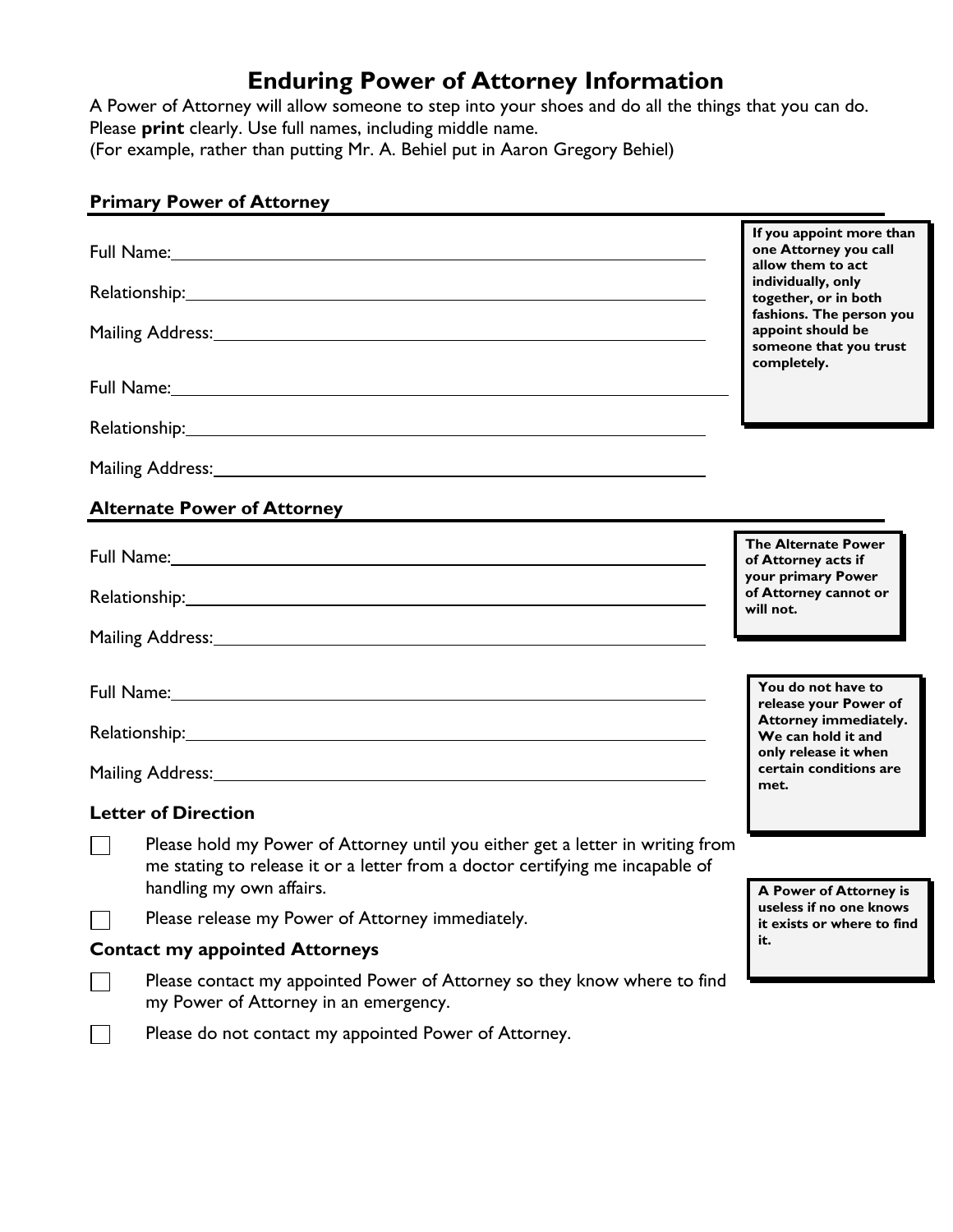# Enduring Power of Attorney Information

A Power of Attorney will allow someone to step into your shoes and do all the things that you can do.
Please **print** clearly. Use full names, including middle name.
(For example, rather than putting Mr. A. Behiel put in Aaron Gregory Behiel)

## Primary Power of Attorney

Full Name: ______________________________

Relationship: ______________________________

Mailing Address: ______________________________

Full Name: ______________________________

Relationship: ______________________________

Mailing Address: ______________________________

> **If you appoint more than one Attorney you call allow them to act individually, only together, or in both fashions. The person you appoint should be someone that you trust completely.**

## Alternate Power of Attorney

Full Name: ______________________________

Relationship: ______________________________

Mailing Address: ______________________________

Full Name: ______________________________

Relationship: ______________________________

Mailing Address: ______________________________

> **The Alternate Power of Attorney acts if your primary Power of Attorney cannot or will not.**

> **You do not have to release your Power of Attorney immediately. We can hold it and only release it when certain conditions are met.**

### Letter of Direction

- ☐ Please hold my Power of Attorney until you either get a letter in writing from me stating to release it or a letter from a doctor certifying me incapable of handling my own affairs.
- ☐ Please release my Power of Attorney immediately.

### Contact my appointed Attorneys

- ☐ Please contact my appointed Power of Attorney so they know where to find my Power of Attorney in an emergency.
- ☐ Please do not contact my appointed Power of Attorney.

> **A Power of Attorney is useless if no one knows it exists or where to find it.**